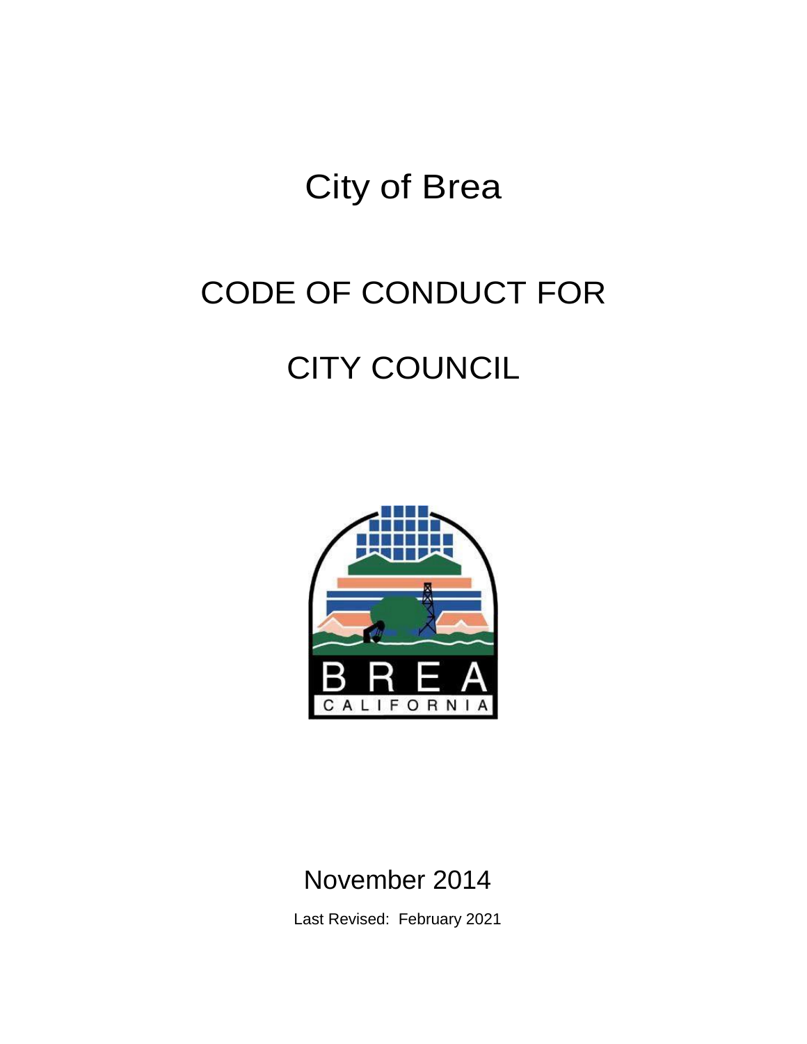# City of Brea

# CODE OF CONDUCT FOR

# CITY COUNCIL

November 2014

Last Revised: February 2021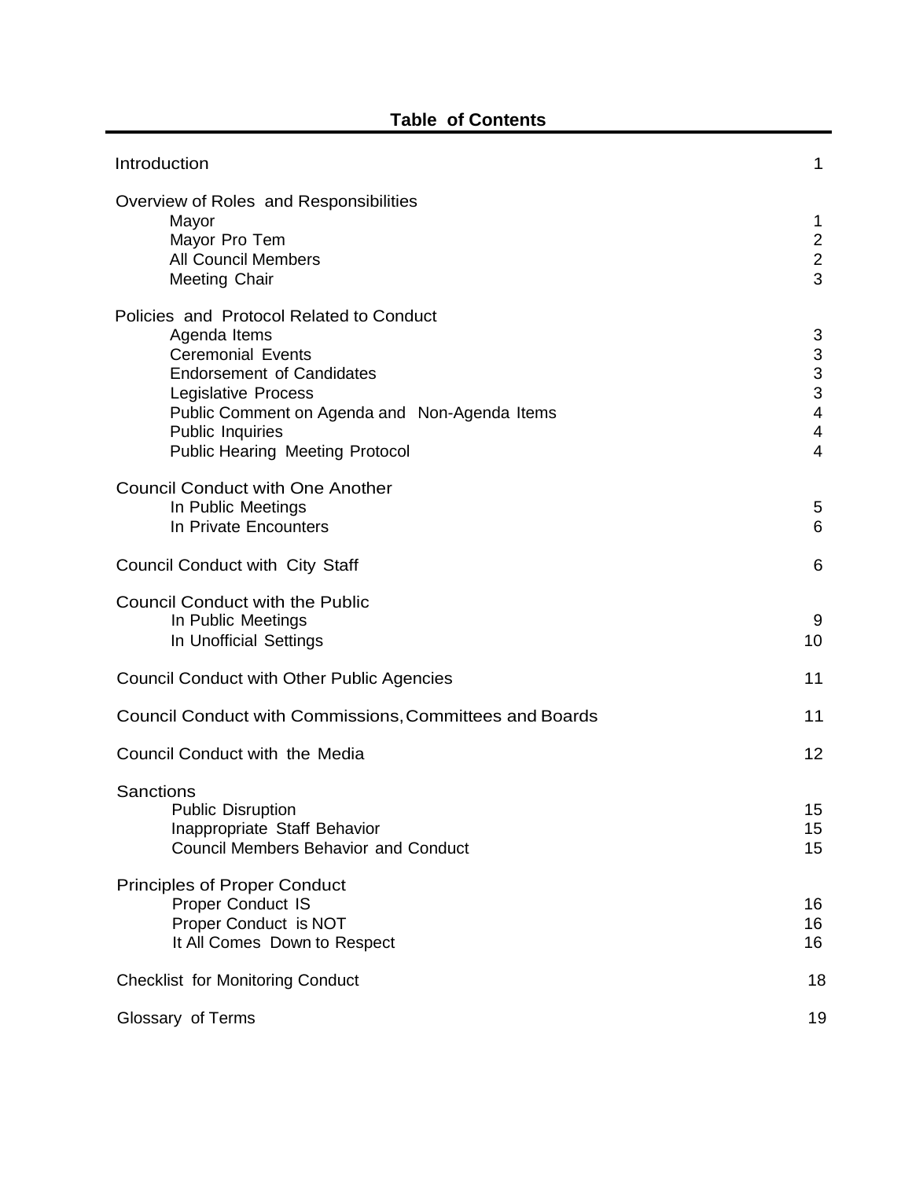# Table of Contents

| | |
|---|---|
| Introduction | 1 |
| **Overview of Roles and Responsibilities** | |
| Mayor | 1 |
| Mayor Pro Tem | 2 |
| All Council Members | 2 |
| Meeting Chair | 3 |
| **Policies and Protocol Related to Conduct** | |
| Agenda Items | 3 |
| Ceremonial Events | 3 |
| Endorsement of Candidates | 3 |
| Legislative Process | 3 |
| Public Comment on Agenda and Non-Agenda Items | 4 |
| Public Inquiries | 4 |
| Public Hearing Meeting Protocol | 4 |
| **Council Conduct with One Another** | |
| In Public Meetings | 5 |
| In Private Encounters | 6 |
| Council Conduct with City Staff | 6 |
| **Council Conduct with the Public** | |
| In Public Meetings | 9 |
| In Unofficial Settings | 10 |
| Council Conduct with Other Public Agencies | 11 |
| Council Conduct with Commissions, Committees and Boards | 11 |
| Council Conduct with the Media | 12 |
| **Sanctions** | |
| Public Disruption | 15 |
| Inappropriate Staff Behavior | 15 |
| Council Members Behavior and Conduct | 15 |
| **Principles of Proper Conduct** | |
| Proper Conduct IS | 16 |
| Proper Conduct is NOT | 16 |
| It All Comes Down to Respect | 16 |
| Checklist for Monitoring Conduct | 18 |
| Glossary of Terms | 19 |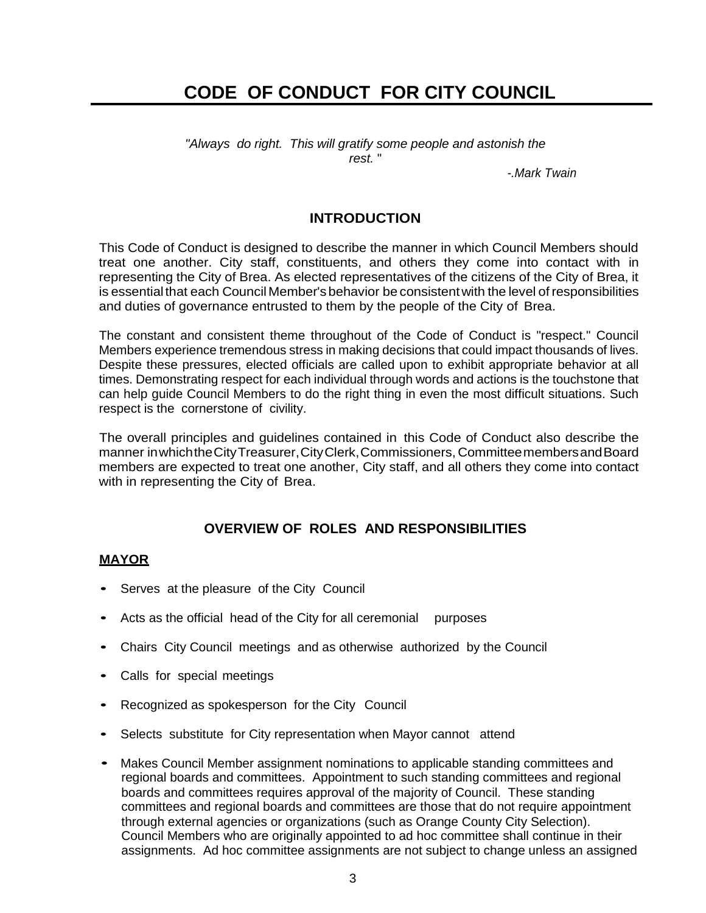# CODE OF CONDUCT FOR CITY COUNCIL

*"Always do right. This will gratify some people and astonish the rest."*

*-.Mark Twain*

## INTRODUCTION

This Code of Conduct is designed to describe the manner in which Council Members should treat one another. City staff, constituents, and others they come into contact with in representing the City of Brea. As elected representatives of the citizens of the City of Brea, it is essential that each Council Member's behavior be consistent with the level of responsibilities and duties of governance entrusted to them by the people of the City of Brea.

The constant and consistent theme throughout of the Code of Conduct is "respect." Council Members experience tremendous stress in making decisions that could impact thousands of lives. Despite these pressures, elected officials are called upon to exhibit appropriate behavior at all times. Demonstrating respect for each individual through words and actions is the touchstone that can help guide Council Members to do the right thing in even the most difficult situations. Such respect is the cornerstone of civility.

The overall principles and guidelines contained in this Code of Conduct also describe the manner in which the City Treasurer, City Clerk, Commissioners, Committee members and Board members are expected to treat one another, City staff, and all others they come into contact with in representing the City of Brea.

## OVERVIEW OF ROLES AND RESPONSIBILITIES

### MAYOR

- Serves at the pleasure of the City Council
- Acts as the official head of the City for all ceremonial purposes
- Chairs City Council meetings and as otherwise authorized by the Council
- Calls for special meetings
- Recognized as spokesperson for the City Council
- Selects substitute for City representation when Mayor cannot attend
- Makes Council Member assignment nominations to applicable standing committees and regional boards and committees. Appointment to such standing committees and regional boards and committees requires approval of the majority of Council. These standing committees and regional boards and committees are those that do not require appointment through external agencies or organizations (such as Orange County City Selection). Council Members who are originally appointed to ad hoc committee shall continue in their assignments. Ad hoc committee assignments are not subject to change unless an assigned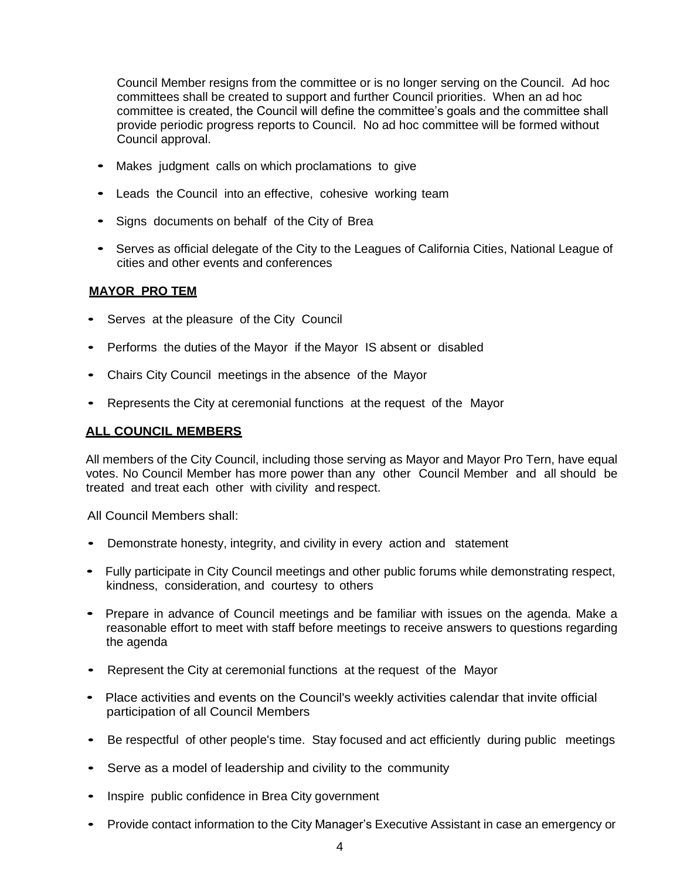Council Member resigns from the committee or is no longer serving on the Council. Ad hoc committees shall be created to support and further Council priorities. When an ad hoc committee is created, the Council will define the committee's goals and the committee shall provide periodic progress reports to Council. No ad hoc committee will be formed without Council approval.

- Makes judgment calls on which proclamations to give
- Leads the Council into an effective, cohesive working team
- Signs documents on behalf of the City of Brea
- Serves as official delegate of the City to the Leagues of California Cities, National League of cities and other events and conferences

**MAYOR PRO TEM**

- Serves at the pleasure of the City Council
- Performs the duties of the Mayor if the Mayor IS absent or disabled
- Chairs City Council meetings in the absence of the Mayor
- Represents the City at ceremonial functions at the request of the Mayor

**ALL COUNCIL MEMBERS**

All members of the City Council, including those serving as Mayor and Mayor Pro Tern, have equal votes. No Council Member has more power than any other Council Member and all should be treated and treat each other with civility and respect.

All Council Members shall:

- Demonstrate honesty, integrity, and civility in every action and statement
- Fully participate in City Council meetings and other public forums while demonstrating respect, kindness, consideration, and courtesy to others
- Prepare in advance of Council meetings and be familiar with issues on the agenda. Make a reasonable effort to meet with staff before meetings to receive answers to questions regarding the agenda
- Represent the City at ceremonial functions at the request of the Mayor
- Place activities and events on the Council's weekly activities calendar that invite official participation of all Council Members
- Be respectful of other people's time. Stay focused and act efficiently during public meetings
- Serve as a model of leadership and civility to the community
- Inspire public confidence in Brea City government
- Provide contact information to the City Manager's Executive Assistant in case an emergency or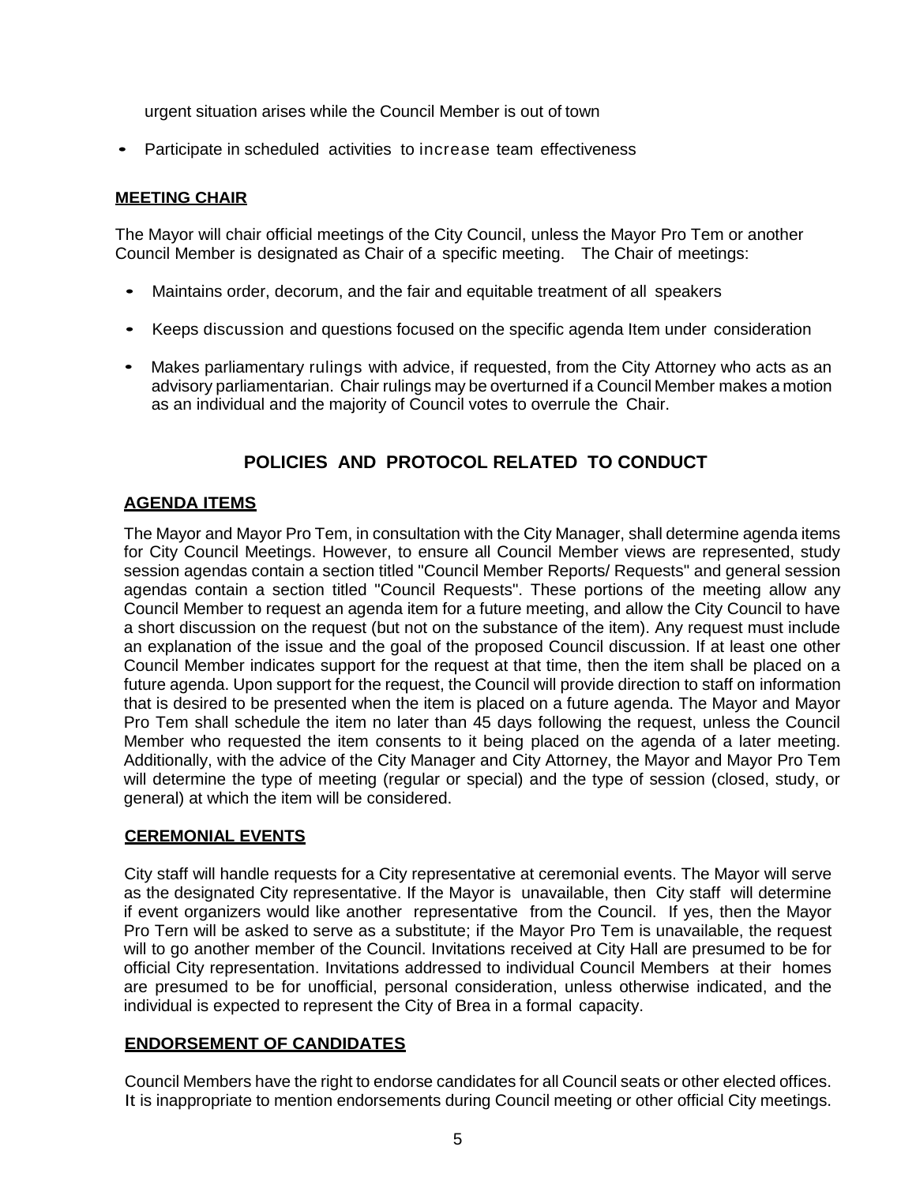urgent situation arises while the Council Member is out of town

- Participate in scheduled activities to increase team effectiveness

**MEETING CHAIR**

The Mayor will chair official meetings of the City Council, unless the Mayor Pro Tem or another Council Member is designated as Chair of a specific meeting. The Chair of meetings:

- Maintains order, decorum, and the fair and equitable treatment of all speakers
- Keeps discussion and questions focused on the specific agenda Item under consideration
- Makes parliamentary rulings with advice, if requested, from the City Attorney who acts as an advisory parliamentarian. Chair rulings may be overturned if a Council Member makes a motion as an individual and the majority of Council votes to overrule the Chair.

## POLICIES AND PROTOCOL RELATED TO CONDUCT

**AGENDA ITEMS**

The Mayor and Mayor Pro Tem, in consultation with the City Manager, shall determine agenda items for City Council Meetings. However, to ensure all Council Member views are represented, study session agendas contain a section titled "Council Member Reports/ Requests" and general session agendas contain a section titled "Council Requests". These portions of the meeting allow any Council Member to request an agenda item for a future meeting, and allow the City Council to have a short discussion on the request (but not on the substance of the item). Any request must include an explanation of the issue and the goal of the proposed Council discussion. If at least one other Council Member indicates support for the request at that time, then the item shall be placed on a future agenda. Upon support for the request, the Council will provide direction to staff on information that is desired to be presented when the item is placed on a future agenda. The Mayor and Mayor Pro Tem shall schedule the item no later than 45 days following the request, unless the Council Member who requested the item consents to it being placed on the agenda of a later meeting. Additionally, with the advice of the City Manager and City Attorney, the Mayor and Mayor Pro Tem will determine the type of meeting (regular or special) and the type of session (closed, study, or general) at which the item will be considered.

**CEREMONIAL EVENTS**

City staff will handle requests for a City representative at ceremonial events. The Mayor will serve as the designated City representative. If the Mayor is unavailable, then City staff will determine if event organizers would like another representative from the Council. If yes, then the Mayor Pro Tern will be asked to serve as a substitute; if the Mayor Pro Tem is unavailable, the request will to go another member of the Council. Invitations received at City Hall are presumed to be for official City representation. Invitations addressed to individual Council Members at their homes are presumed to be for unofficial, personal consideration, unless otherwise indicated, and the individual is expected to represent the City of Brea in a formal capacity.

**ENDORSEMENT OF CANDIDATES**

Council Members have the right to endorse candidates for all Council seats or other elected offices. It is inappropriate to mention endorsements during Council meeting or other official City meetings.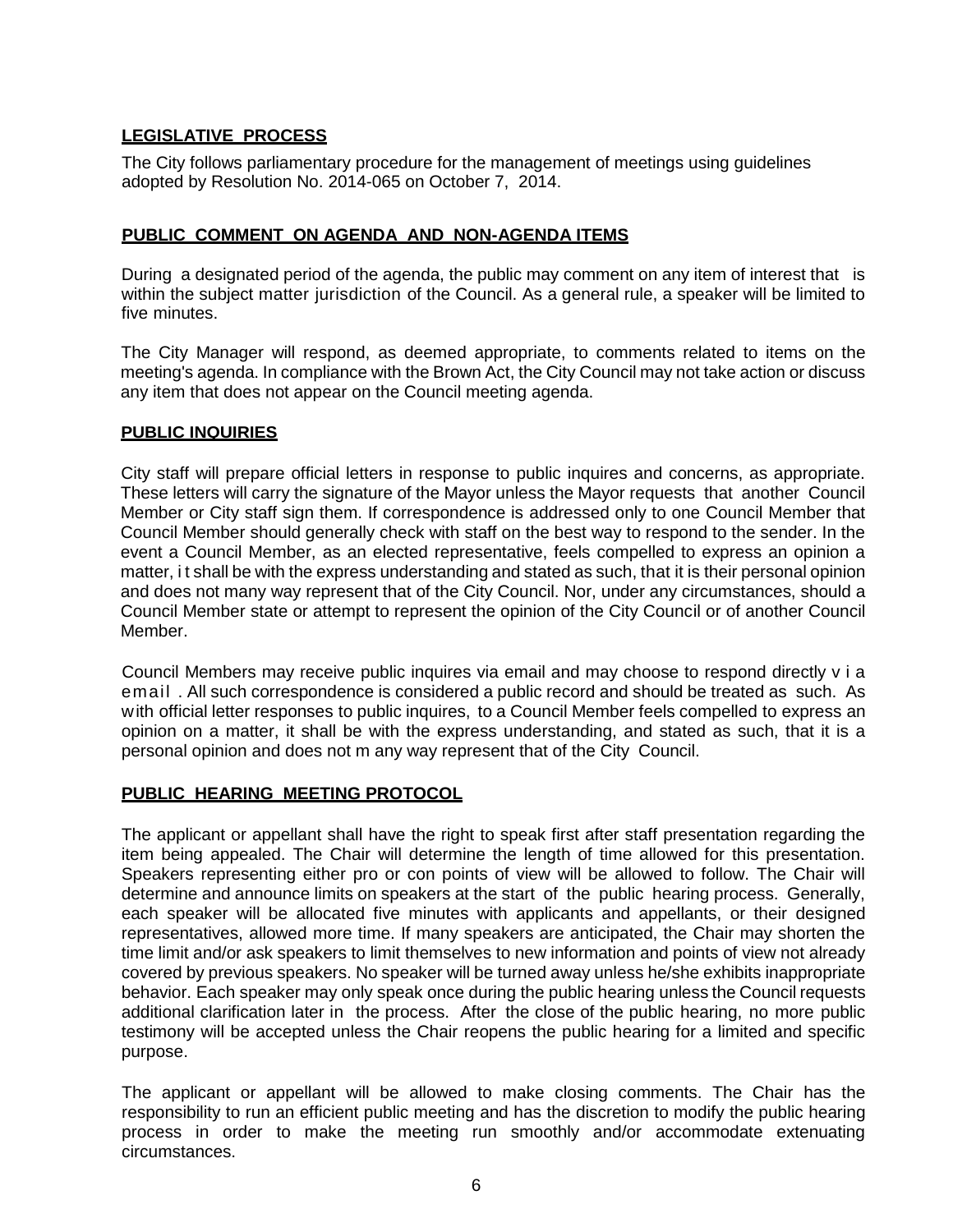## LEGISLATIVE PROCESS

The City follows parliamentary procedure for the management of meetings using guidelines adopted by Resolution No. 2014-065 on October 7, 2014.

## PUBLIC COMMENT ON AGENDA AND NON-AGENDA ITEMS

During a designated period of the agenda, the public may comment on any item of interest that is within the subject matter jurisdiction of the Council. As a general rule, a speaker will be limited to five minutes.

The City Manager will respond, as deemed appropriate, to comments related to items on the meeting's agenda. In compliance with the Brown Act, the City Council may not take action or discuss any item that does not appear on the Council meeting agenda.

## PUBLIC INQUIRIES

City staff will prepare official letters in response to public inquires and concerns, as appropriate. These letters will carry the signature of the Mayor unless the Mayor requests that another Council Member or City staff sign them. If correspondence is addressed only to one Council Member that Council Member should generally check with staff on the best way to respond to the sender. In the event a Council Member, as an elected representative, feels compelled to express an opinion a matter, i t shall be with the express understanding and stated as such, that it is their personal opinion and does not many way represent that of the City Council. Nor, under any circumstances, should a Council Member state or attempt to represent the opinion of the City Council or of another Council Member.

Council Members may receive public inquires via email and may choose to respond directly v i a email . All such correspondence is considered a public record and should be treated as such. As with official letter responses to public inquires, to a Council Member feels compelled to express an opinion on a matter, it shall be with the express understanding, and stated as such, that it is a personal opinion and does not m any way represent that of the City Council.

## PUBLIC HEARING MEETING PROTOCOL

The applicant or appellant shall have the right to speak first after staff presentation regarding the item being appealed. The Chair will determine the length of time allowed for this presentation. Speakers representing either pro or con points of view will be allowed to follow. The Chair will determine and announce limits on speakers at the start of the public hearing process. Generally, each speaker will be allocated five minutes with applicants and appellants, or their designed representatives, allowed more time. If many speakers are anticipated, the Chair may shorten the time limit and/or ask speakers to limit themselves to new information and points of view not already covered by previous speakers. No speaker will be turned away unless he/she exhibits inappropriate behavior. Each speaker may only speak once during the public hearing unless the Council requests additional clarification later in the process. After the close of the public hearing, no more public testimony will be accepted unless the Chair reopens the public hearing for a limited and specific purpose.

The applicant or appellant will be allowed to make closing comments. The Chair has the responsibility to run an efficient public meeting and has the discretion to modify the public hearing process in order to make the meeting run smoothly and/or accommodate extenuating circumstances.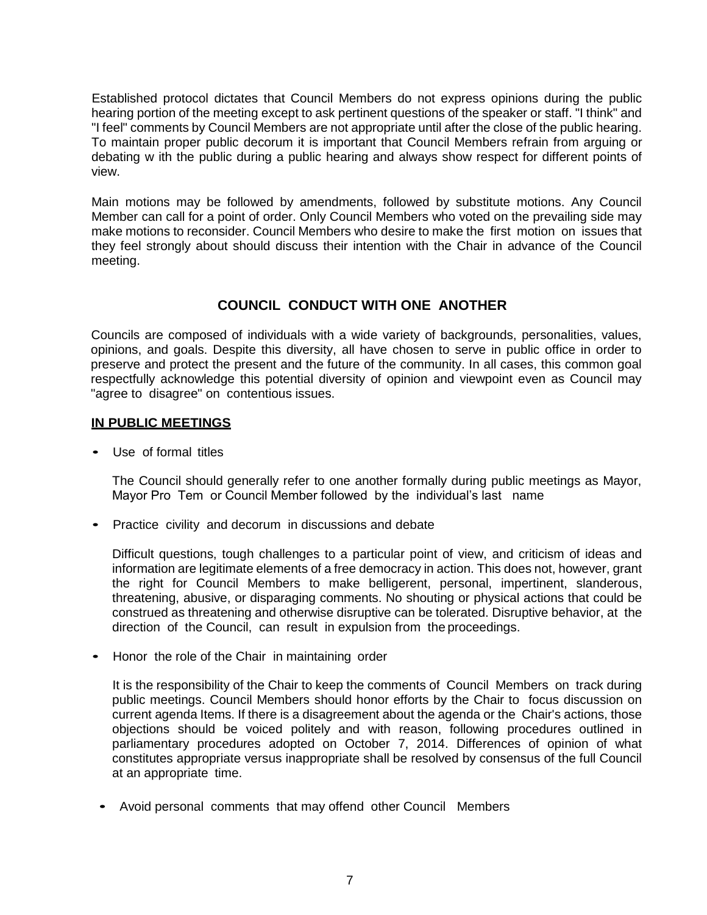Established protocol dictates that Council Members do not express opinions during the public hearing portion of the meeting except to ask pertinent questions of the speaker or staff. "I think" and "I feel" comments by Council Members are not appropriate until after the close of the public hearing. To maintain proper public decorum it is important that Council Members refrain from arguing or debating w ith the public during a public hearing and always show respect for different points of view.

Main motions may be followed by amendments, followed by substitute motions. Any Council Member can call for a point of order. Only Council Members who voted on the prevailing side may make motions to reconsider. Council Members who desire to make the first motion on issues that they feel strongly about should discuss their intention with the Chair in advance of the Council meeting.

## COUNCIL CONDUCT WITH ONE ANOTHER

Councils are composed of individuals with a wide variety of backgrounds, personalities, values, opinions, and goals. Despite this diversity, all have chosen to serve in public office in order to preserve and protect the present and the future of the community. In all cases, this common goal respectfully acknowledge this potential diversity of opinion and viewpoint even as Council may "agree to disagree" on contentious issues.

### IN PUBLIC MEETINGS

- Use of formal titles

  The Council should generally refer to one another formally during public meetings as Mayor, Mayor Pro Tem or Council Member followed by the individual's last name

- Practice civility and decorum in discussions and debate

  Difficult questions, tough challenges to a particular point of view, and criticism of ideas and information are legitimate elements of a free democracy in action. This does not, however, grant the right for Council Members to make belligerent, personal, impertinent, slanderous, threatening, abusive, or disparaging comments. No shouting or physical actions that could be construed as threatening and otherwise disruptive can be tolerated. Disruptive behavior, at the direction of the Council, can result in expulsion from the proceedings.

- Honor the role of the Chair in maintaining order

  It is the responsibility of the Chair to keep the comments of Council Members on track during public meetings. Council Members should honor efforts by the Chair to focus discussion on current agenda Items. If there is a disagreement about the agenda or the Chair's actions, those objections should be voiced politely and with reason, following procedures outlined in parliamentary procedures adopted on October 7, 2014. Differences of opinion of what constitutes appropriate versus inappropriate shall be resolved by consensus of the full Council at an appropriate time.

- Avoid personal comments that may offend other Council Members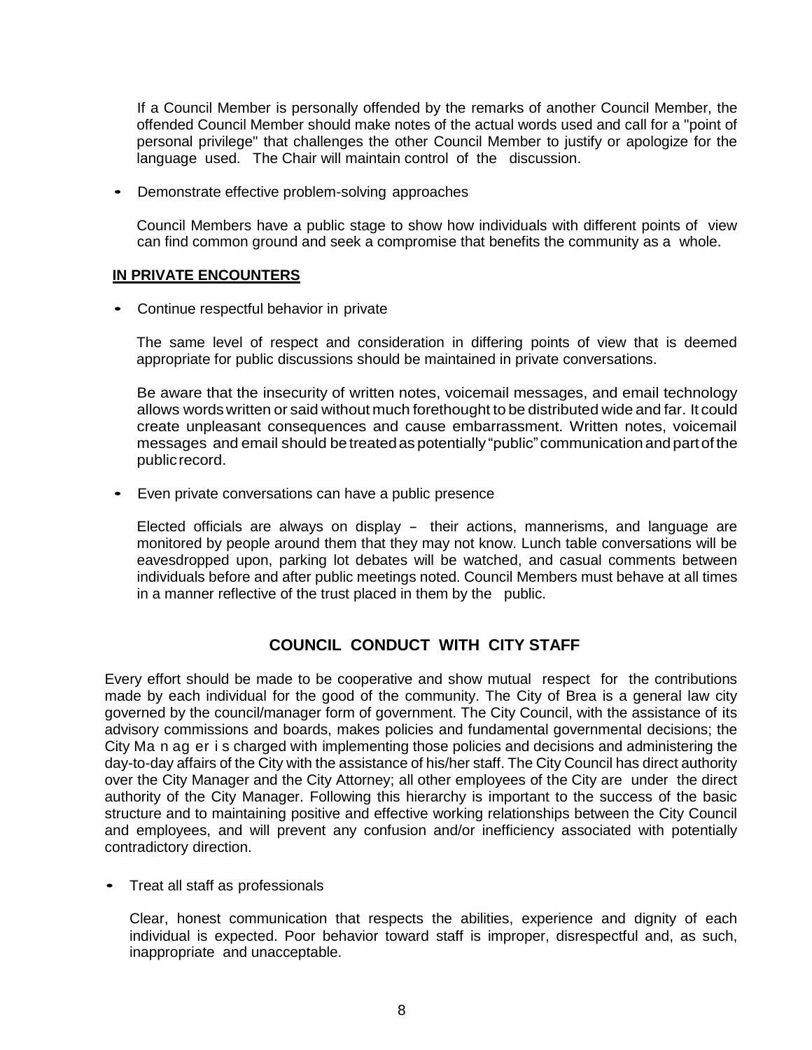If a Council Member is personally offended by the remarks of another Council Member, the offended Council Member should make notes of the actual words used and call for a "point of personal privilege" that challenges the other Council Member to justify or apologize for the language used. The Chair will maintain control of the discussion.

- Demonstrate effective problem-solving approaches

  Council Members have a public stage to show how individuals with different points of view can find common ground and seek a compromise that benefits the community as a whole.

**IN PRIVATE ENCOUNTERS**

- Continue respectful behavior in private

  The same level of respect and consideration in differing points of view that is deemed appropriate for public discussions should be maintained in private conversations.

  Be aware that the insecurity of written notes, voicemail messages, and email technology allows words written or said without much forethought to be distributed wide and far. It could create unpleasant consequences and cause embarrassment. Written notes, voicemail messages and email should be treated as potentially "public" communication and part of the public record.

- Even private conversations can have a public presence

  Elected officials are always on display – their actions, mannerisms, and language are monitored by people around them that they may not know. Lunch table conversations will be eavesdropped upon, parking lot debates will be watched, and casual comments between individuals before and after public meetings noted. Council Members must behave at all times in a manner reflective of the trust placed in them by the public.

## COUNCIL CONDUCT WITH CITY STAFF

Every effort should be made to be cooperative and show mutual respect for the contributions made by each individual for the good of the community. The City of Brea is a general law city governed by the council/manager form of government. The City Council, with the assistance of its advisory commissions and boards, makes policies and fundamental governmental decisions; the City Manager is charged with implementing those policies and decisions and administering the day-to-day affairs of the City with the assistance of his/her staff. The City Council has direct authority over the City Manager and the City Attorney; all other employees of the City are under the direct authority of the City Manager. Following this hierarchy is important to the success of the basic structure and to maintaining positive and effective working relationships between the City Council and employees, and will prevent any confusion and/or inefficiency associated with potentially contradictory direction.

- Treat all staff as professionals

  Clear, honest communication that respects the abilities, experience and dignity of each individual is expected. Poor behavior toward staff is improper, disrespectful and, as such, inappropriate and unacceptable.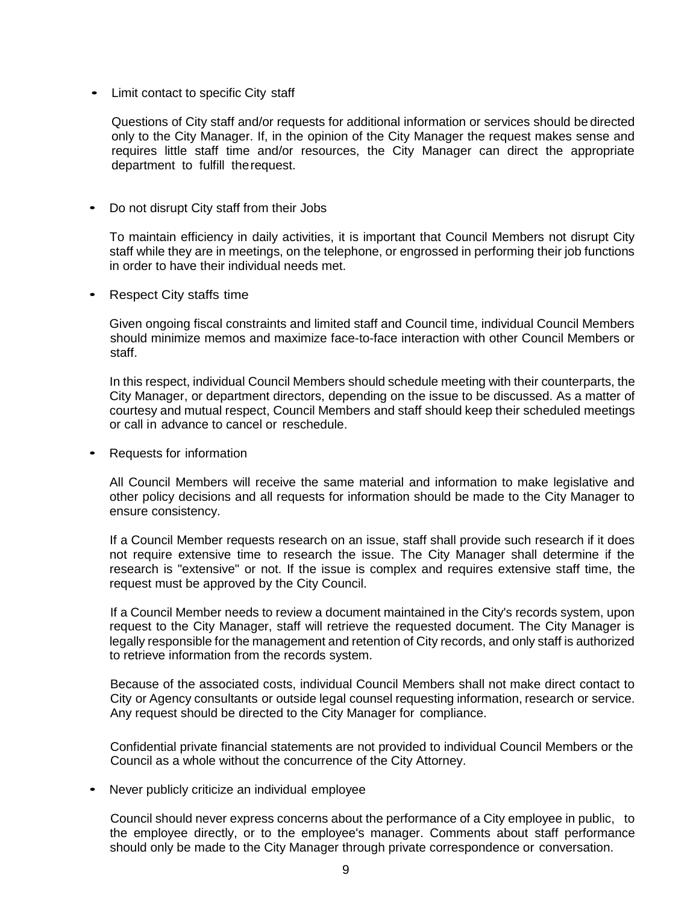- Limit contact to specific City staff

  Questions of City staff and/or requests for additional information or services should be directed only to the City Manager. If, in the opinion of the City Manager the request makes sense and requires little staff time and/or resources, the City Manager can direct the appropriate department to fulfill the request.

- Do not disrupt City staff from their Jobs

  To maintain efficiency in daily activities, it is important that Council Members not disrupt City staff while they are in meetings, on the telephone, or engrossed in performing their job functions in order to have their individual needs met.

- Respect City staffs time

  Given ongoing fiscal constraints and limited staff and Council time, individual Council Members should minimize memos and maximize face-to-face interaction with other Council Members or staff.

  In this respect, individual Council Members should schedule meeting with their counterparts, the City Manager, or department directors, depending on the issue to be discussed. As a matter of courtesy and mutual respect, Council Members and staff should keep their scheduled meetings or call in advance to cancel or reschedule.

- Requests for information

  All Council Members will receive the same material and information to make legislative and other policy decisions and all requests for information should be made to the City Manager to ensure consistency.

  If a Council Member requests research on an issue, staff shall provide such research if it does not require extensive time to research the issue. The City Manager shall determine if the research is "extensive" or not. If the issue is complex and requires extensive staff time, the request must be approved by the City Council.

  If a Council Member needs to review a document maintained in the City's records system, upon request to the City Manager, staff will retrieve the requested document. The City Manager is legally responsible for the management and retention of City records, and only staff is authorized to retrieve information from the records system.

  Because of the associated costs, individual Council Members shall not make direct contact to City or Agency consultants or outside legal counsel requesting information, research or service. Any request should be directed to the City Manager for compliance.

  Confidential private financial statements are not provided to individual Council Members or the Council as a whole without the concurrence of the City Attorney.

- Never publicly criticize an individual employee

  Council should never express concerns about the performance of a City employee in public, to the employee directly, or to the employee's manager. Comments about staff performance should only be made to the City Manager through private correspondence or conversation.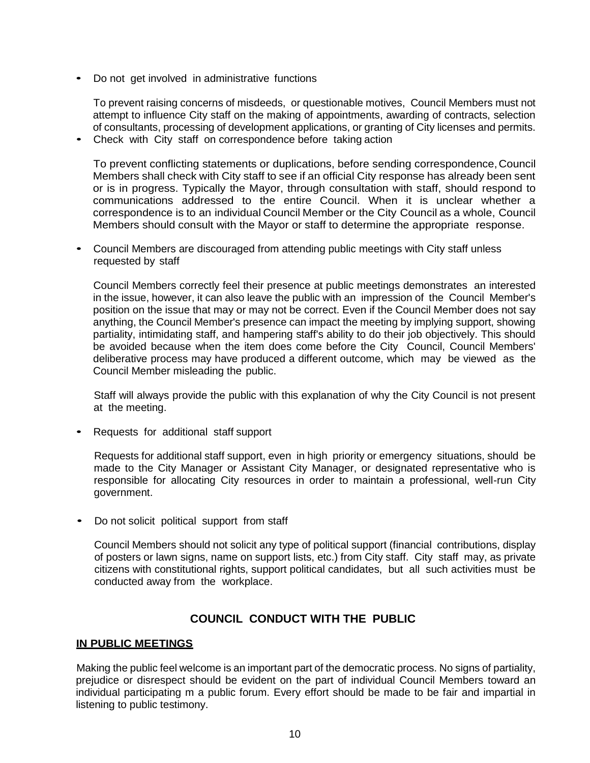- Do not get involved in administrative functions

  To prevent raising concerns of misdeeds, or questionable motives, Council Members must not attempt to influence City staff on the making of appointments, awarding of contracts, selection of consultants, processing of development applications, or granting of City licenses and permits.

- Check with City staff on correspondence before taking action

  To prevent conflicting statements or duplications, before sending correspondence, Council Members shall check with City staff to see if an official City response has already been sent or is in progress. Typically the Mayor, through consultation with staff, should respond to communications addressed to the entire Council. When it is unclear whether a correspondence is to an individual Council Member or the City Council as a whole, Council Members should consult with the Mayor or staff to determine the appropriate response.

- Council Members are discouraged from attending public meetings with City staff unless requested by staff

  Council Members correctly feel their presence at public meetings demonstrates an interested in the issue, however, it can also leave the public with an impression of the Council Member's position on the issue that may or may not be correct. Even if the Council Member does not say anything, the Council Member's presence can impact the meeting by implying support, showing partiality, intimidating staff, and hampering staff's ability to do their job objectively. This should be avoided because when the item does come before the City Council, Council Members' deliberative process may have produced a different outcome, which may be viewed as the Council Member misleading the public.

  Staff will always provide the public with this explanation of why the City Council is not present at the meeting.

- Requests for additional staff support

  Requests for additional staff support, even in high priority or emergency situations, should be made to the City Manager or Assistant City Manager, or designated representative who is responsible for allocating City resources in order to maintain a professional, well-run City government.

- Do not solicit political support from staff

  Council Members should not solicit any type of political support (financial contributions, display of posters or lawn signs, name on support lists, etc.) from City staff. City staff may, as private citizens with constitutional rights, support political candidates, but all such activities must be conducted away from the workplace.

## COUNCIL CONDUCT WITH THE PUBLIC

### IN PUBLIC MEETINGS

Making the public feel welcome is an important part of the democratic process. No signs of partiality, prejudice or disrespect should be evident on the part of individual Council Members toward an individual participating m a public forum. Every effort should be made to be fair and impartial in listening to public testimony.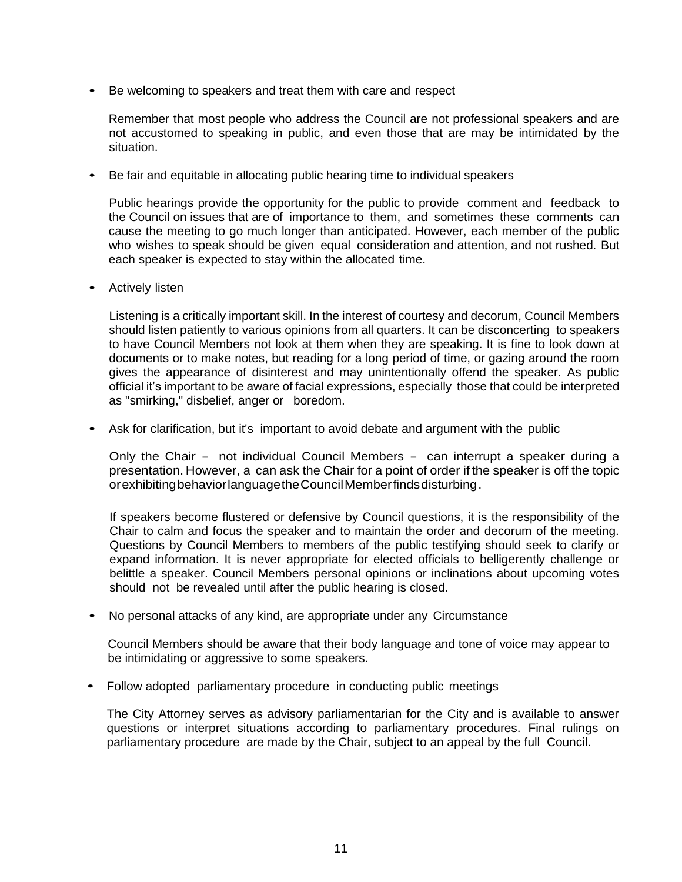- Be welcoming to speakers and treat them with care and respect

  Remember that most people who address the Council are not professional speakers and are not accustomed to speaking in public, and even those that are may be intimidated by the situation.

- Be fair and equitable in allocating public hearing time to individual speakers

  Public hearings provide the opportunity for the public to provide comment and feedback to the Council on issues that are of importance to them, and sometimes these comments can cause the meeting to go much longer than anticipated. However, each member of the public who wishes to speak should be given equal consideration and attention, and not rushed. But each speaker is expected to stay within the allocated time.

- Actively listen

  Listening is a critically important skill. In the interest of courtesy and decorum, Council Members should listen patiently to various opinions from all quarters. It can be disconcerting to speakers to have Council Members not look at them when they are speaking. It is fine to look down at documents or to make notes, but reading for a long period of time, or gazing around the room gives the appearance of disinterest and may unintentionally offend the speaker. As public official it's important to be aware of facial expressions, especially those that could be interpreted as "smirking," disbelief, anger or boredom.

- Ask for clarification, but it's important to avoid debate and argument with the public

  Only the Chair – not individual Council Members – can interrupt a speaker during a presentation. However, a can ask the Chair for a point of order if the speaker is off the topic or exhibiting behavior language the Council Member finds disturbing.

  If speakers become flustered or defensive by Council questions, it is the responsibility of the Chair to calm and focus the speaker and to maintain the order and decorum of the meeting. Questions by Council Members to members of the public testifying should seek to clarify or expand information. It is never appropriate for elected officials to belligerently challenge or belittle a speaker. Council Members personal opinions or inclinations about upcoming votes should not be revealed until after the public hearing is closed.

- No personal attacks of any kind, are appropriate under any Circumstance

  Council Members should be aware that their body language and tone of voice may appear to be intimidating or aggressive to some speakers.

- Follow adopted parliamentary procedure in conducting public meetings

  The City Attorney serves as advisory parliamentarian for the City and is available to answer questions or interpret situations according to parliamentary procedures. Final rulings on parliamentary procedure are made by the Chair, subject to an appeal by the full Council.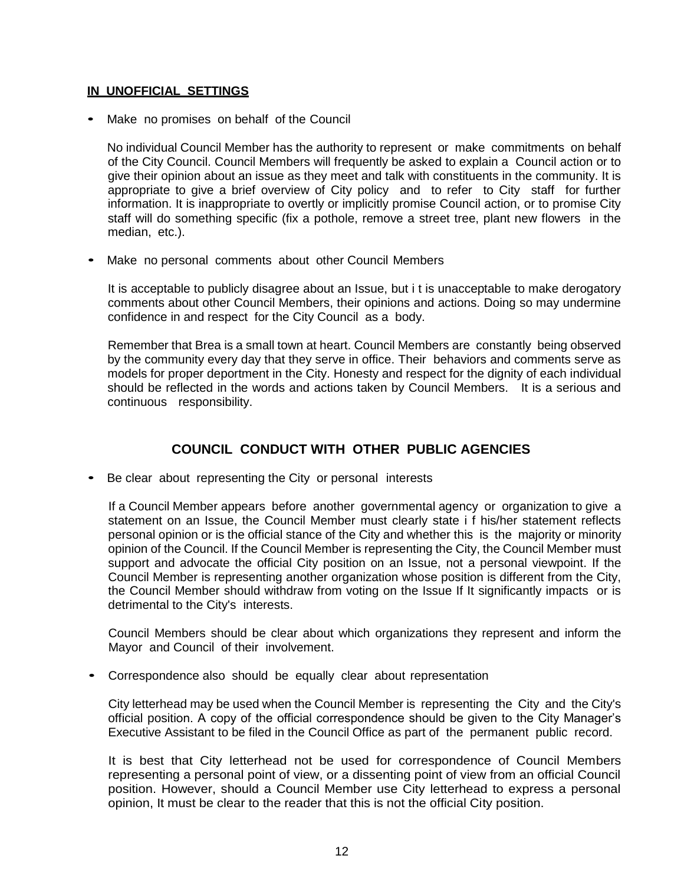**IN UNOFFICIAL SETTINGS**

- Make no promises on behalf of the Council

  No individual Council Member has the authority to represent or make commitments on behalf of the City Council. Council Members will frequently be asked to explain a Council action or to give their opinion about an issue as they meet and talk with constituents in the community. It is appropriate to give a brief overview of City policy and to refer to City staff for further information. It is inappropriate to overtly or implicitly promise Council action, or to promise City staff will do something specific (fix a pothole, remove a street tree, plant new flowers in the median, etc.).

- Make no personal comments about other Council Members

  It is acceptable to publicly disagree about an Issue, but i t is unacceptable to make derogatory comments about other Council Members, their opinions and actions. Doing so may undermine confidence in and respect for the City Council as a body.

  Remember that Brea is a small town at heart. Council Members are constantly being observed by the community every day that they serve in office. Their behaviors and comments serve as models for proper deportment in the City. Honesty and respect for the dignity of each individual should be reflected in the words and actions taken by Council Members. It is a serious and continuous responsibility.

## COUNCIL CONDUCT WITH OTHER PUBLIC AGENCIES

- Be clear about representing the City or personal interests

  If a Council Member appears before another governmental agency or organization to give a statement on an Issue, the Council Member must clearly state i f his/her statement reflects personal opinion or is the official stance of the City and whether this is the majority or minority opinion of the Council. If the Council Member is representing the City, the Council Member must support and advocate the official City position on an Issue, not a personal viewpoint. If the Council Member is representing another organization whose position is different from the City, the Council Member should withdraw from voting on the Issue If It significantly impacts or is detrimental to the City's interests.

  Council Members should be clear about which organizations they represent and inform the Mayor and Council of their involvement.

- Correspondence also should be equally clear about representation

  City letterhead may be used when the Council Member is representing the City and the City's official position. A copy of the official correspondence should be given to the City Manager's Executive Assistant to be filed in the Council Office as part of the permanent public record.

  It is best that City letterhead not be used for correspondence of Council Members representing a personal point of view, or a dissenting point of view from an official Council position. However, should a Council Member use City letterhead to express a personal opinion, It must be clear to the reader that this is not the official City position.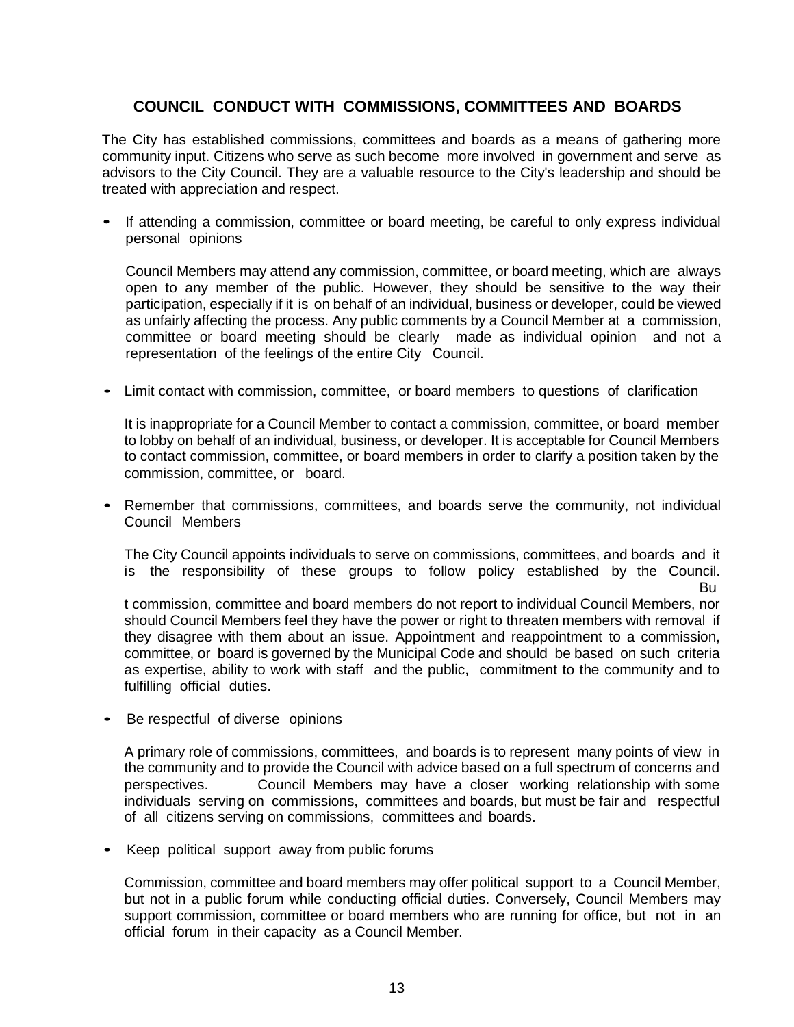## COUNCIL CONDUCT WITH COMMISSIONS, COMMITTEES AND BOARDS

The City has established commissions, committees and boards as a means of gathering more community input. Citizens who serve as such become more involved in government and serve as advisors to the City Council. They are a valuable resource to the City's leadership and should be treated with appreciation and respect.

- **If attending a commission, committee or board meeting, be careful to only express individual personal opinions**

  Council Members may attend any commission, committee, or board meeting, which are always open to any member of the public. However, they should be sensitive to the way their participation, especially if it is on behalf of an individual, business or developer, could be viewed as unfairly affecting the process. Any public comments by a Council Member at a commission, committee or board meeting should be clearly made as individual opinion and not a representation of the feelings of the entire City Council.

- **Limit contact with commission, committee, or board members to questions of clarification**

  It is inappropriate for a Council Member to contact a commission, committee, or board member to lobby on behalf of an individual, business, or developer. It is acceptable for Council Members to contact commission, committee, or board members in order to clarify a position taken by the commission, committee, or board.

- **Remember that commissions, committees, and boards serve the community, not individual Council Members**

  The City Council appoints individuals to serve on commissions, committees, and boards and it is the responsibility of these groups to follow policy established by the Council. But commission, committee and board members do not report to individual Council Members, nor should Council Members feel they have the power or right to threaten members with removal if they disagree with them about an issue. Appointment and reappointment to a commission, committee, or board is governed by the Municipal Code and should be based on such criteria as expertise, ability to work with staff and the public, commitment to the community and to fulfilling official duties.

- **Be respectful of diverse opinions**

  A primary role of commissions, committees, and boards is to represent many points of view in the community and to provide the Council with advice based on a full spectrum of concerns and perspectives. Council Members may have a closer working relationship with some individuals serving on commissions, committees and boards, but must be fair and respectful of all citizens serving on commissions, committees and boards.

- **Keep political support away from public forums**

  Commission, committee and board members may offer political support to a Council Member, but not in a public forum while conducting official duties. Conversely, Council Members may support commission, committee or board members who are running for office, but not in an official forum in their capacity as a Council Member.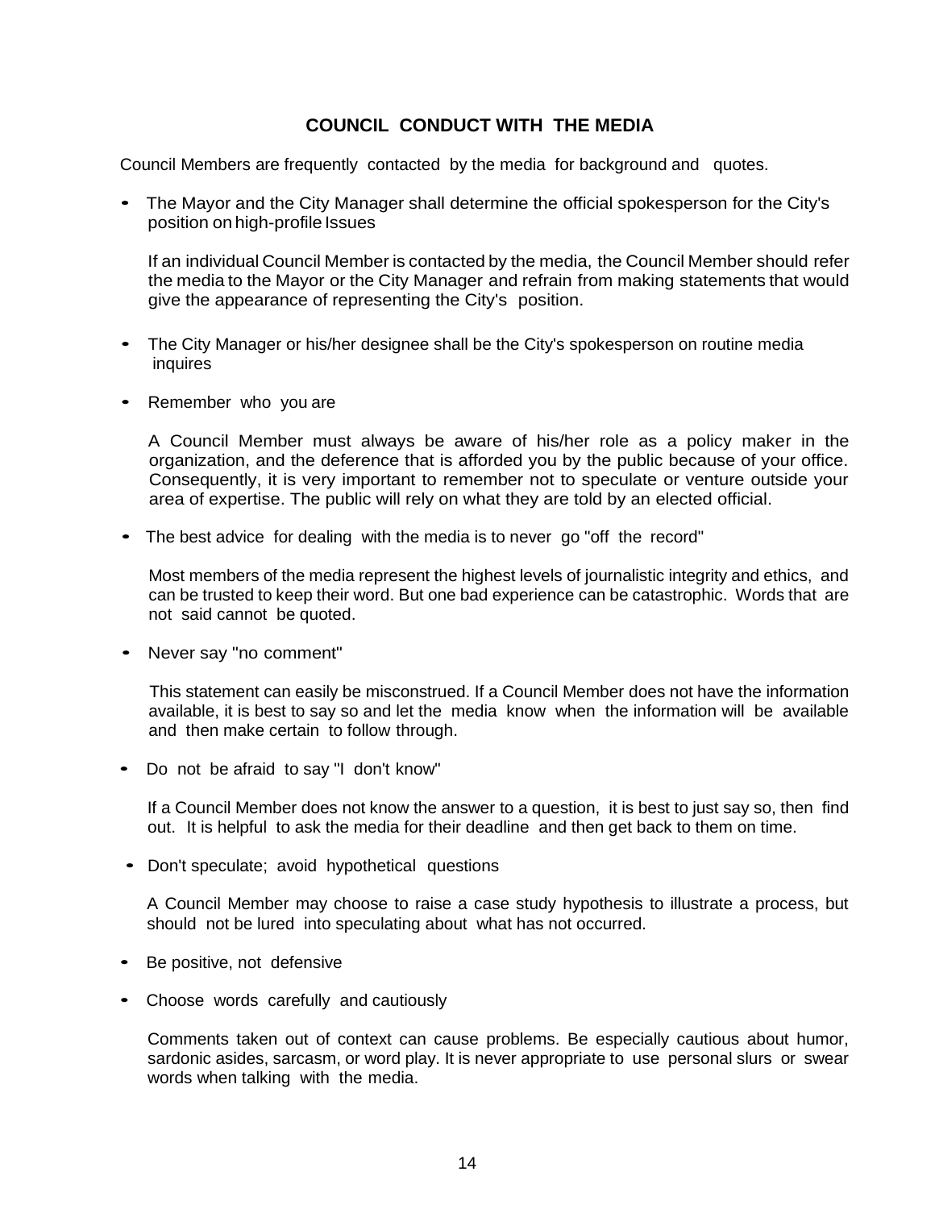## COUNCIL CONDUCT WITH THE MEDIA

Council Members are frequently contacted by the media for background and quotes.

- The Mayor and the City Manager shall determine the official spokesperson for the City's position on high-profile Issues

  If an individual Council Member is contacted by the media, the Council Member should refer the media to the Mayor or the City Manager and refrain from making statements that would give the appearance of representing the City's position.

- The City Manager or his/her designee shall be the City's spokesperson on routine media inquires

- Remember who you are

  A Council Member must always be aware of his/her role as a policy maker in the organization, and the deference that is afforded you by the public because of your office. Consequently, it is very important to remember not to speculate or venture outside your area of expertise. The public will rely on what they are told by an elected official.

- The best advice for dealing with the media is to never go "off the record"

  Most members of the media represent the highest levels of journalistic integrity and ethics, and can be trusted to keep their word. But one bad experience can be catastrophic. Words that are not said cannot be quoted.

- Never say "no comment"

  This statement can easily be misconstrued. If a Council Member does not have the information available, it is best to say so and let the media know when the information will be available and then make certain to follow through.

- Do not be afraid to say "I don't know"

  If a Council Member does not know the answer to a question, it is best to just say so, then find out. It is helpful to ask the media for their deadline and then get back to them on time.

- Don't speculate; avoid hypothetical questions

  A Council Member may choose to raise a case study hypothesis to illustrate a process, but should not be lured into speculating about what has not occurred.

- Be positive, not defensive

- Choose words carefully and cautiously

  Comments taken out of context can cause problems. Be especially cautious about humor, sardonic asides, sarcasm, or word play. It is never appropriate to use personal slurs or swear words when talking with the media.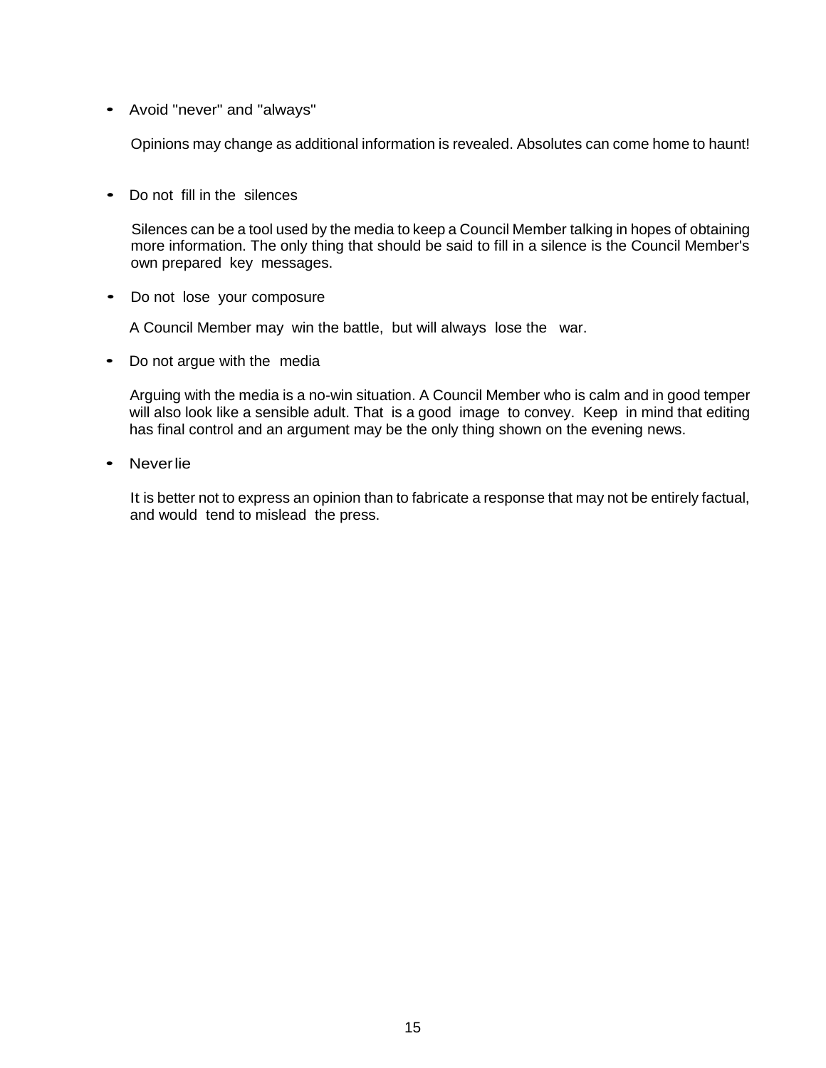- Avoid "never" and "always"

  Opinions may change as additional information is revealed. Absolutes can come home to haunt!

- Do not fill in the silences

  Silences can be a tool used by the media to keep a Council Member talking in hopes of obtaining more information. The only thing that should be said to fill in a silence is the Council Member's own prepared key messages.

- Do not lose your composure

  A Council Member may win the battle, but will always lose the war.

- Do not argue with the media

  Arguing with the media is a no-win situation. A Council Member who is calm and in good temper will also look like a sensible adult. That is a good image to convey. Keep in mind that editing has final control and an argument may be the only thing shown on the evening news.

- Never lie

  It is better not to express an opinion than to fabricate a response that may not be entirely factual, and would tend to mislead the press.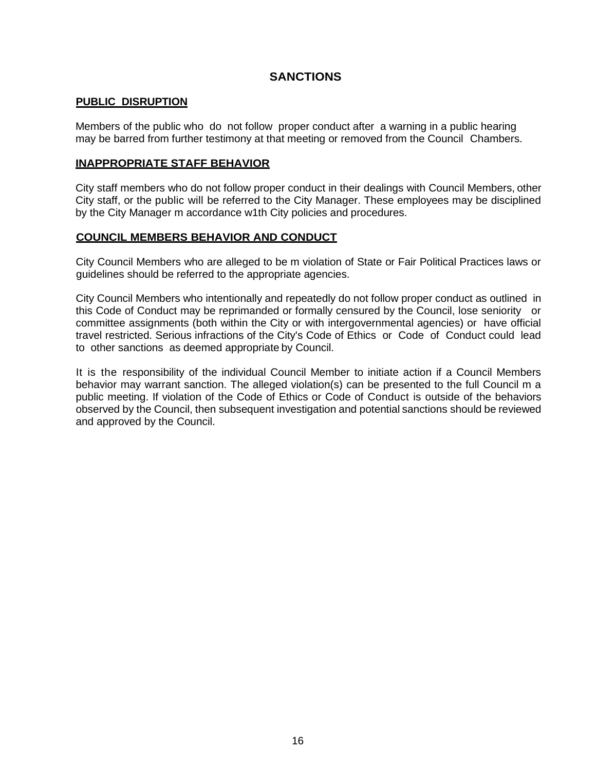# SANCTIONS

## PUBLIC DISRUPTION

Members of the public who do not follow proper conduct after a warning in a public hearing may be barred from further testimony at that meeting or removed from the Council Chambers.

## INAPPROPRIATE STAFF BEHAVIOR

City staff members who do not follow proper conduct in their dealings with Council Members, other City staff, or the public will be referred to the City Manager. These employees may be disciplined by the City Manager m accordance w1th City policies and procedures.

## COUNCIL MEMBERS BEHAVIOR AND CONDUCT

City Council Members who are alleged to be m violation of State or Fair Political Practices laws or guidelines should be referred to the appropriate agencies.

City Council Members who intentionally and repeatedly do not follow proper conduct as outlined in this Code of Conduct may be reprimanded or formally censured by the Council, lose seniority or committee assignments (both within the City or with intergovernmental agencies) or have official travel restricted. Serious infractions of the City's Code of Ethics or Code of Conduct could lead to other sanctions as deemed appropriate by Council.

It is the responsibility of the individual Council Member to initiate action if a Council Members behavior may warrant sanction. The alleged violation(s) can be presented to the full Council m a public meeting. If violation of the Code of Ethics or Code of Conduct is outside of the behaviors observed by the Council, then subsequent investigation and potential sanctions should be reviewed and approved by the Council.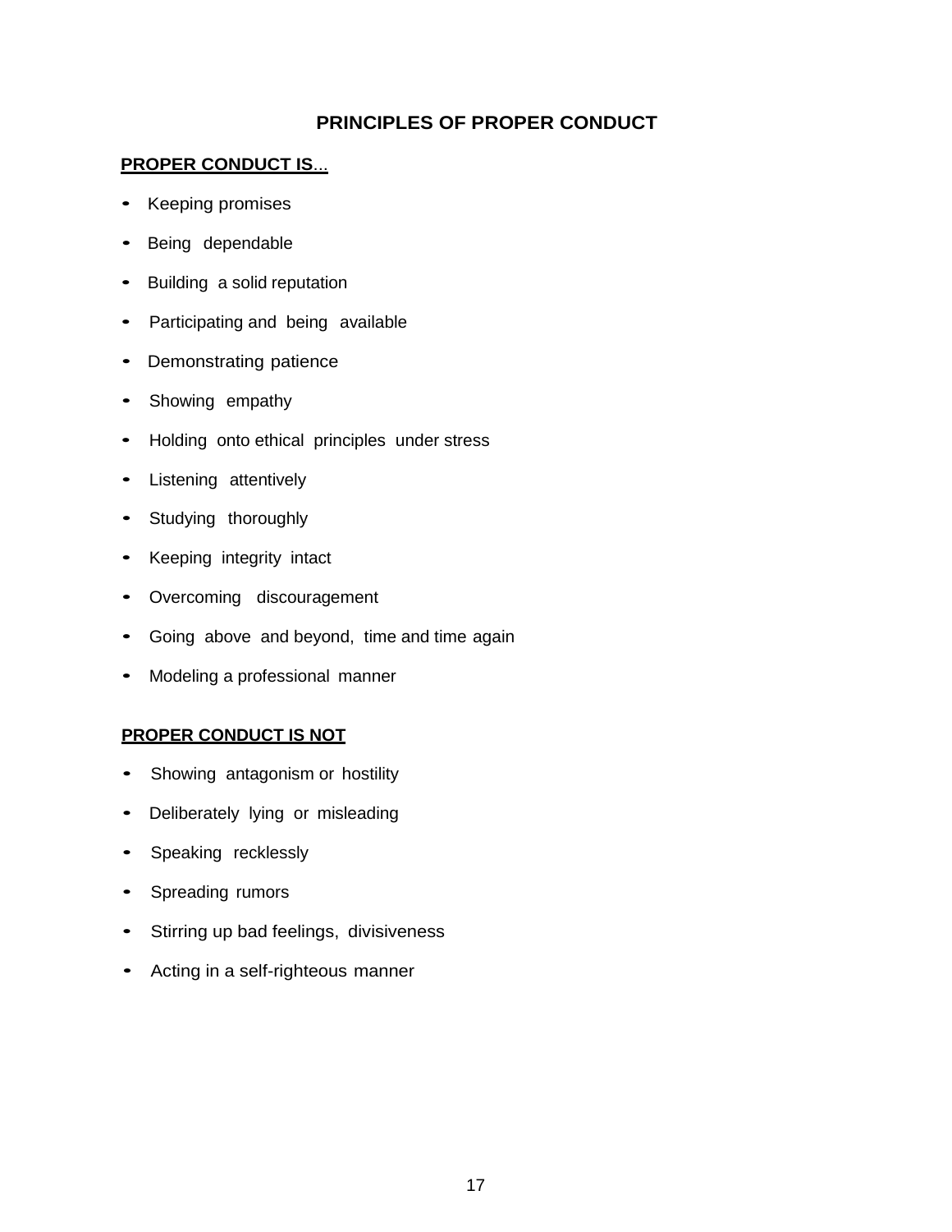## PRINCIPLES OF PROPER CONDUCT

**PROPER CONDUCT IS...**

- Keeping promises
- Being dependable
- Building a solid reputation
- Participating and being available
- Demonstrating patience
- Showing empathy
- Holding onto ethical principles under stress
- Listening attentively
- Studying thoroughly
- Keeping integrity intact
- Overcoming discouragement
- Going above and beyond, time and time again
- Modeling a professional manner

**PROPER CONDUCT IS NOT**

- Showing antagonism or hostility
- Deliberately lying or misleading
- Speaking recklessly
- Spreading rumors
- Stirring up bad feelings, divisiveness
- Acting in a self-righteous manner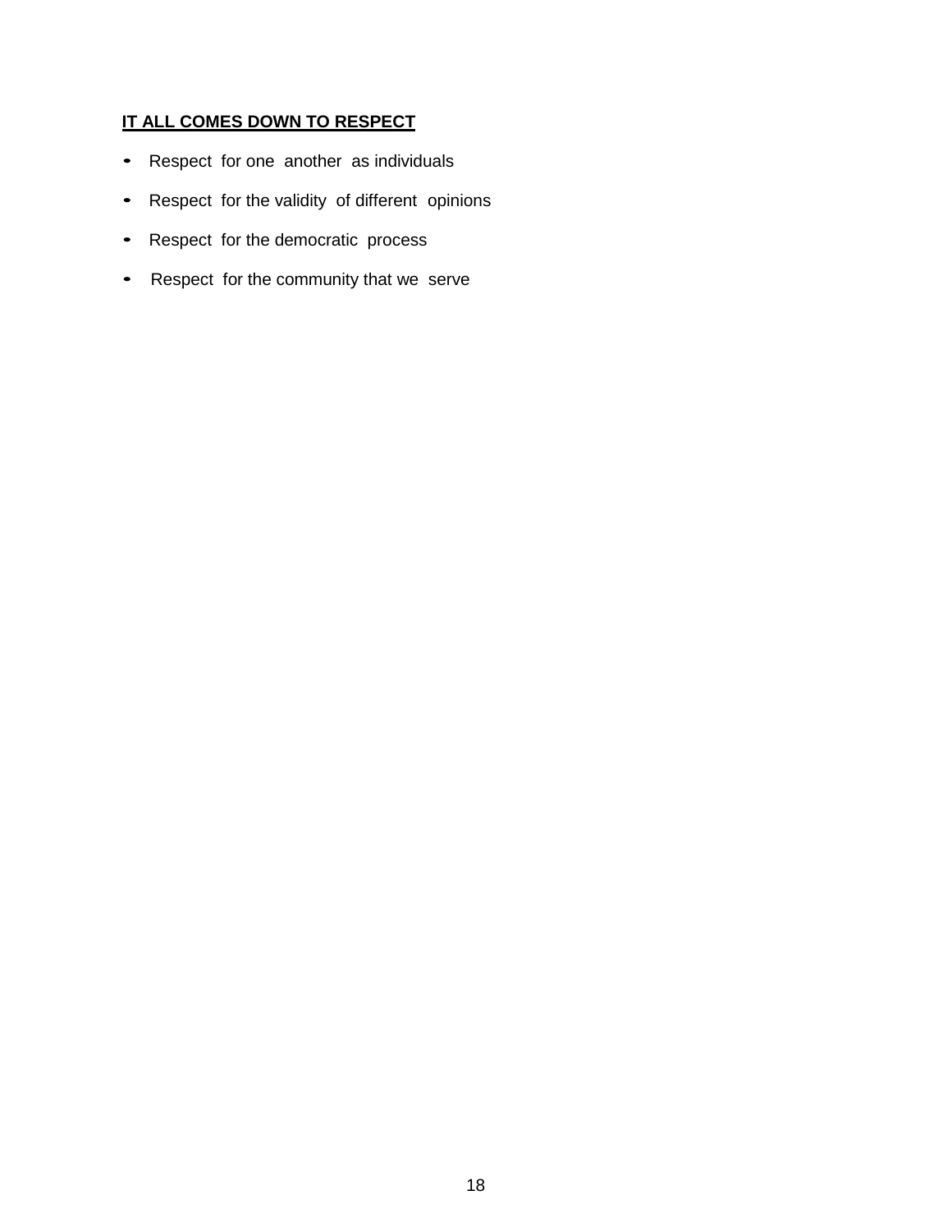**IT ALL COMES DOWN TO RESPECT**

- Respect for one another as individuals
- Respect for the validity of different opinions
- Respect for the democratic process
- Respect for the community that we serve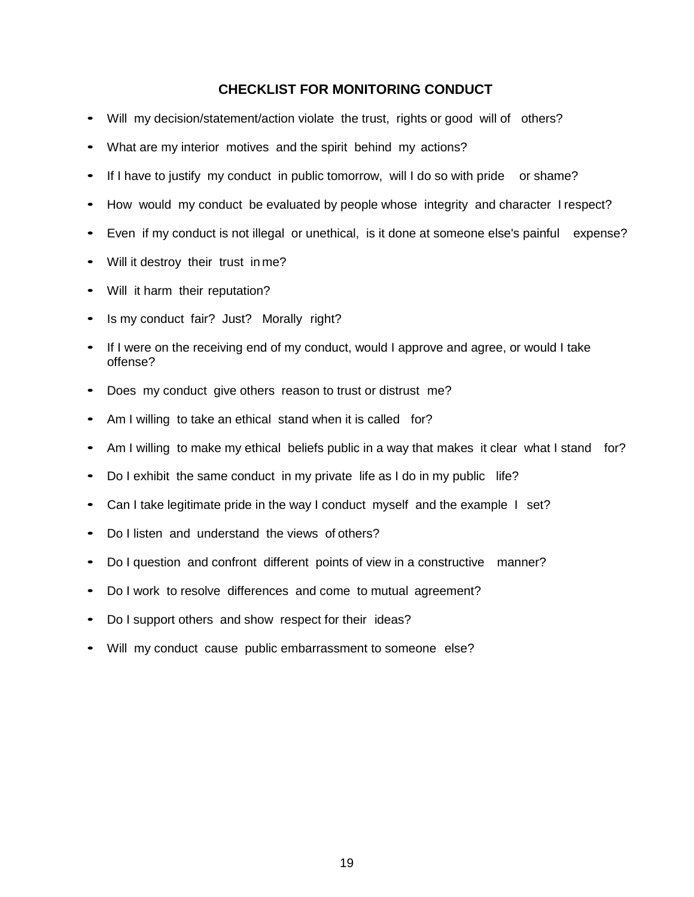## CHECKLIST FOR MONITORING CONDUCT

- Will my decision/statement/action violate the trust, rights or good will of others?
- What are my interior motives and the spirit behind my actions?
- If I have to justify my conduct in public tomorrow, will I do so with pride or shame?
- How would my conduct be evaluated by people whose integrity and character I respect?
- Even if my conduct is not illegal or unethical, is it done at someone else's painful expense?
- Will it destroy their trust in me?
- Will it harm their reputation?
- Is my conduct fair? Just? Morally right?
- If I were on the receiving end of my conduct, would I approve and agree, or would I take offense?
- Does my conduct give others reason to trust or distrust me?
- Am I willing to take an ethical stand when it is called for?
- Am I willing to make my ethical beliefs public in a way that makes it clear what I stand for?
- Do I exhibit the same conduct in my private life as I do in my public life?
- Can I take legitimate pride in the way I conduct myself and the example I set?
- Do I listen and understand the views of others?
- Do I question and confront different points of view in a constructive manner?
- Do I work to resolve differences and come to mutual agreement?
- Do I support others and show respect for their ideas?
- Will my conduct cause public embarrassment to someone else?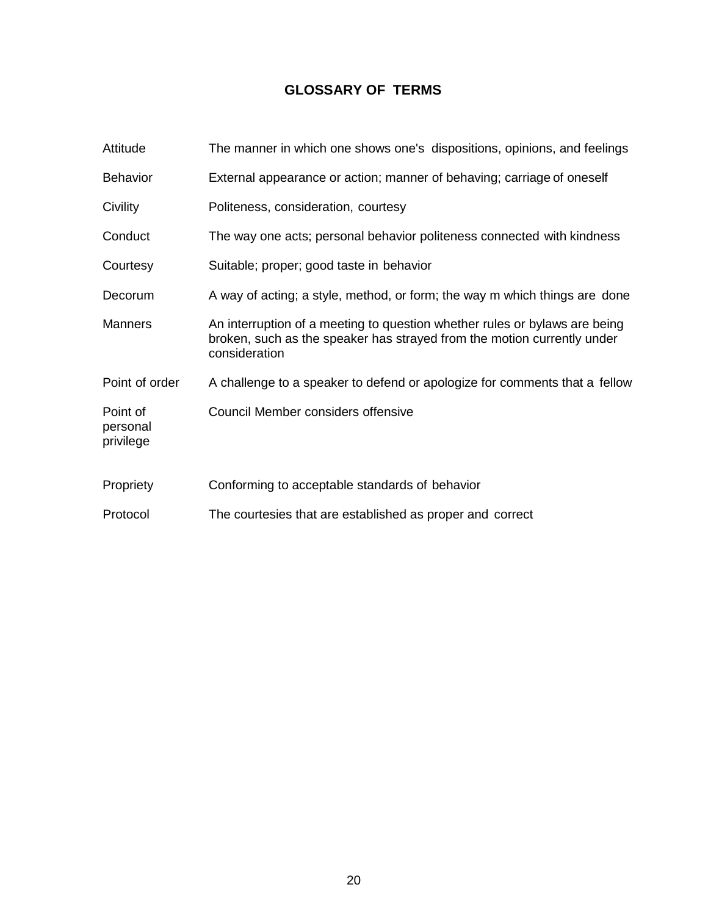# GLOSSARY OF TERMS

| | |
|---|---|
| Attitude | The manner in which one shows one's dispositions, opinions, and feelings |
| Behavior | External appearance or action; manner of behaving; carriage of oneself |
| Civility | Politeness, consideration, courtesy |
| Conduct | The way one acts; personal behavior politeness connected with kindness |
| Courtesy | Suitable; proper; good taste in behavior |
| Decorum | A way of acting; a style, method, or form; the way m which things are done |
| Manners | An interruption of a meeting to question whether rules or bylaws are being broken, such as the speaker has strayed from the motion currently under consideration |
| Point of order | A challenge to a speaker to defend or apologize for comments that a fellow |
| Point of personal privilege | Council Member considers offensive |
| Propriety | Conforming to acceptable standards of behavior |
| Protocol | The courtesies that are established as proper and correct |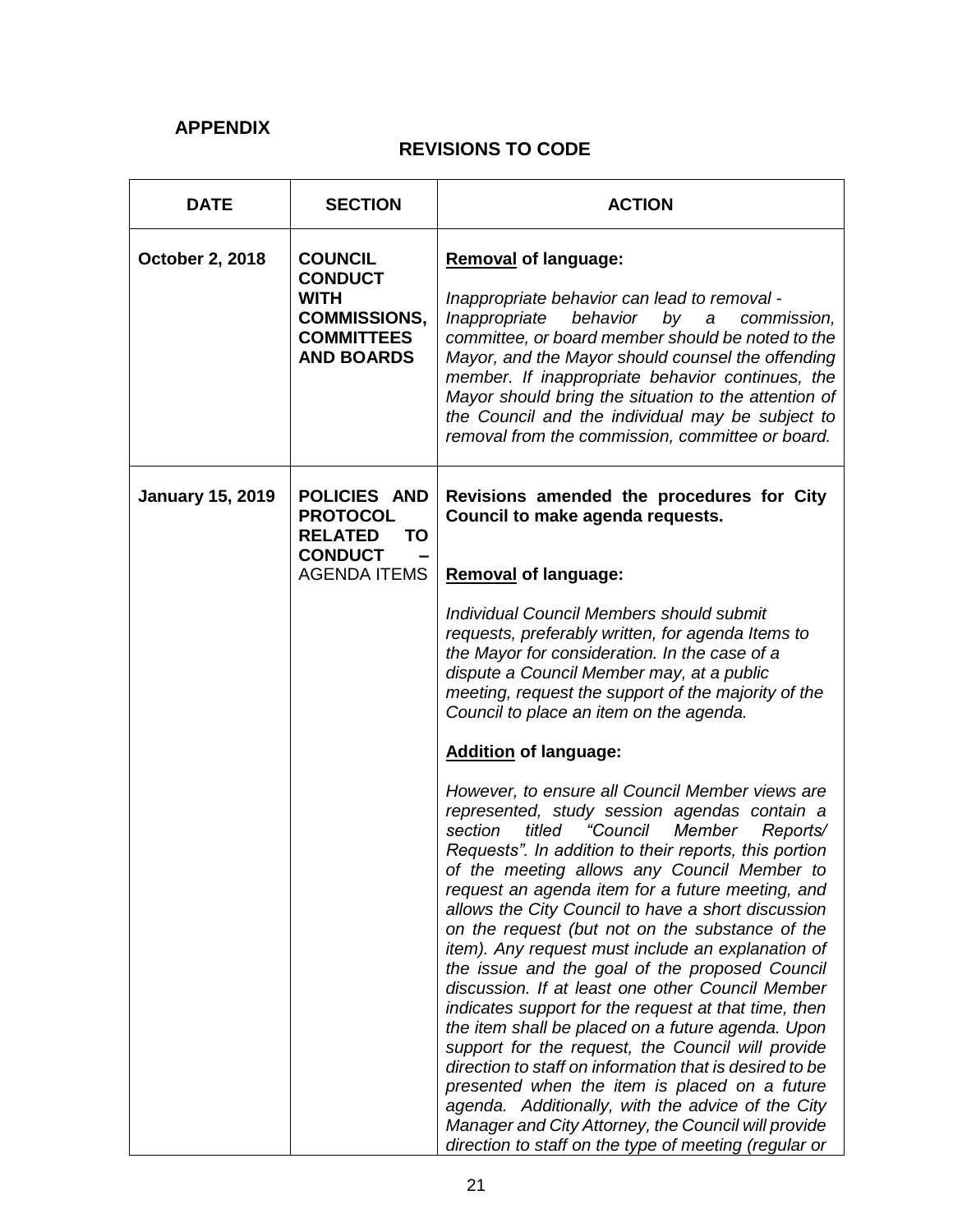## APPENDIX

## REVISIONS TO CODE

| DATE | SECTION | ACTION |
|---|---|---|
| **October 2, 2018** | **COUNCIL CONDUCT WITH COMMISSIONS, COMMITTEES AND BOARDS** | **<u>Removal</u> of language:**<br><br>*Inappropriate behavior can lead to removal - Inappropriate behavior by a commission, committee, or board member should be noted to the Mayor, and the Mayor should counsel the offending member. If inappropriate behavior continues, the Mayor should bring the situation to the attention of the Council and the individual may be subject to removal from the commission, committee or board.* |
| **January 15, 2019** | **POLICIES AND PROTOCOL RELATED TO CONDUCT –** AGENDA ITEMS | **Revisions amended the procedures for City Council to make agenda requests.**<br><br>**<u>Removal</u> of language:**<br><br>*Individual Council Members should submit requests, preferably written, for agenda Items to the Mayor for consideration. In the case of a dispute a Council Member may, at a public meeting, request the support of the majority of the Council to place an item on the agenda.*<br><br>**<u>Addition</u> of language:**<br><br>*However, to ensure all Council Member views are represented, study session agendas contain a section titled "Council Member Reports/ Requests". In addition to their reports, this portion of the meeting allows any Council Member to request an agenda item for a future meeting, and allows the City Council to have a short discussion on the request (but not on the substance of the item). Any request must include an explanation of the issue and the goal of the proposed Council discussion. If at least one other Council Member indicates support for the request at that time, then the item shall be placed on a future agenda. Upon support for the request, the Council will provide direction to staff on information that is desired to be presented when the item is placed on a future agenda. Additionally, with the advice of the City Manager and City Attorney, the Council will provide direction to staff on the type of meeting (regular or* |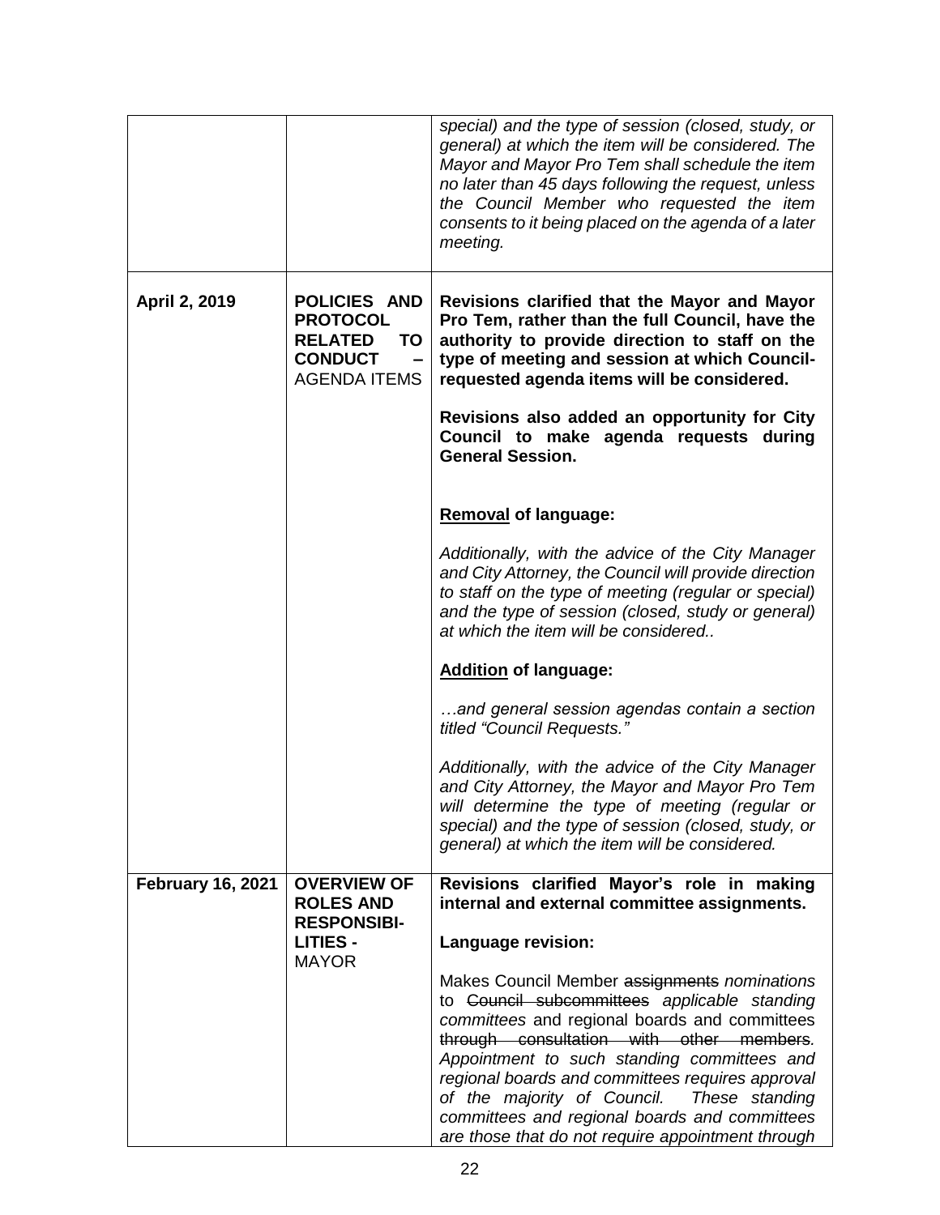| | | |
|---|---|---|
| | | *special) and the type of session (closed, study, or general) at which the item will be considered. The Mayor and Mayor Pro Tem shall schedule the item no later than 45 days following the request, unless the Council Member who requested the item consents to it being placed on the agenda of a later meeting.* |
| **April 2, 2019** | **POLICIES AND PROTOCOL RELATED TO CONDUCT –** AGENDA ITEMS | **Revisions clarified that the Mayor and Mayor Pro Tem, rather than the full Council, have the authority to provide direction to staff on the type of meeting and session at which Council-requested agenda items will be considered.**<br><br>**Revisions also added an opportunity for City Council to make agenda requests during General Session.**<br><br>**<u>Removal</u> of language:**<br><br>*Additionally, with the advice of the City Manager and City Attorney, the Council will provide direction to staff on the type of meeting (regular or special) and the type of session (closed, study or general) at which the item will be considered..*<br><br>**<u>Addition</u> of language:**<br><br>*…and general session agendas contain a section titled "Council Requests."*<br><br>*Additionally, with the advice of the City Manager and City Attorney, the Mayor and Mayor Pro Tem will determine the type of meeting (regular or special) and the type of session (closed, study, or general) at which the item will be considered.* |
| **February 16, 2021** | **OVERVIEW OF ROLES AND RESPONSIBI-LITIES -** MAYOR | **Revisions clarified Mayor's role in making internal and external committee assignments.**<br><br>**Language revision:**<br><br>Makes Council Member ~~assignments~~ *nominations* to ~~Council subcommittees~~ *applicable standing committees* and regional boards and committees ~~through consultation with other members~~*. Appointment to such standing committees and regional boards and committees requires approval of the majority of Council. These standing committees and regional boards and committees are those that do not require appointment through* |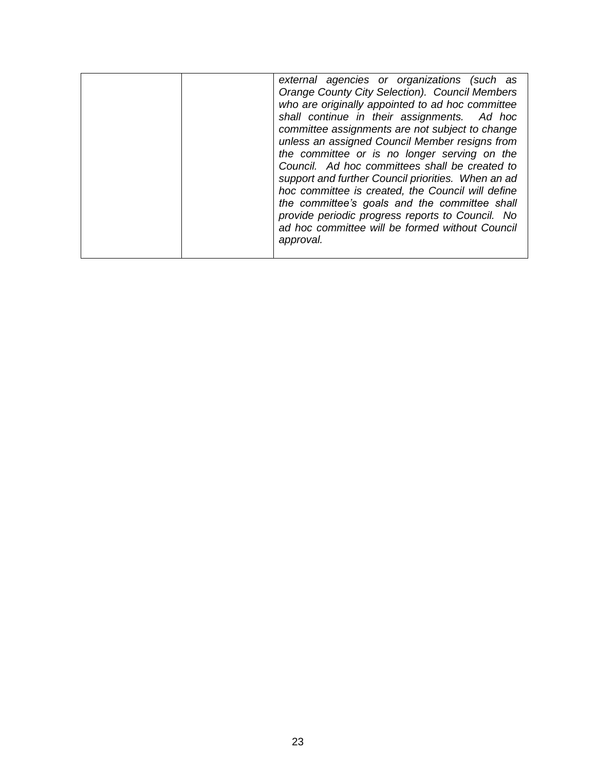| | | |
|---|---|---|
| | | *external agencies or organizations (such as Orange County City Selection). Council Members who are originally appointed to ad hoc committee shall continue in their assignments. Ad hoc committee assignments are not subject to change unless an assigned Council Member resigns from the committee or is no longer serving on the Council. Ad hoc committees shall be created to support and further Council priorities. When an ad hoc committee is created, the Council will define the committee's goals and the committee shall provide periodic progress reports to Council. No ad hoc committee will be formed without Council approval.* |